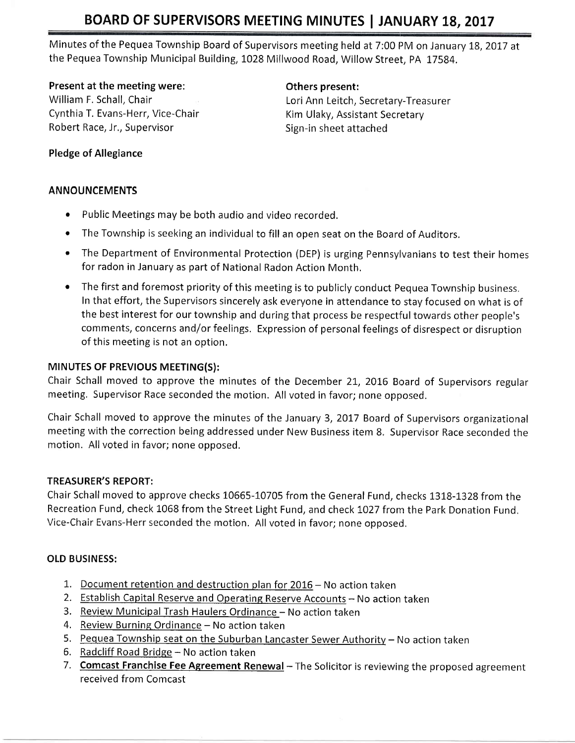# BOARD OF SUPERVISORS MEETING MINUTES | JANUARY 18, 2017

Minutes of the Pequea Township Board of Supervisors meeting held at 7:00 PM on January 18, 2017 at the Pequea Township Municipal Building, 1028 Millwood Road, Willow Street, PA 17584.

**Present at the meeting were:**
William F. Schall, Chair
Cynthia T. Evans-Herr, Vice-Chair
Robert Race, Jr., Supervisor

**Others present:**
Lori Ann Leitch, Secretary-Treasurer
Kim Ulaky, Assistant Secretary
Sign-in sheet attached

**Pledge of Allegiance**

## ANNOUNCEMENTS

- Public Meetings may be both audio and video recorded.
- The Township is seeking an individual to fill an open seat on the Board of Auditors.
- The Department of Environmental Protection (DEP) is urging Pennsylvanians to test their homes for radon in January as part of National Radon Action Month.
- The first and foremost priority of this meeting is to publicly conduct Pequea Township business. In that effort, the Supervisors sincerely ask everyone in attendance to stay focused on what is of the best interest for our township and during that process be respectful towards other people's comments, concerns and/or feelings. Expression of personal feelings of disrespect or disruption of this meeting is not an option.

### MINUTES OF PREVIOUS MEETING(S):

Chair Schall moved to approve the minutes of the December 21, 2016 Board of Supervisors regular meeting. Supervisor Race seconded the motion. All voted in favor; none opposed.

Chair Schall moved to approve the minutes of the January 3, 2017 Board of Supervisors organizational meeting with the correction being addressed under New Business item 8. Supervisor Race seconded the motion. All voted in favor; none opposed.

### TREASURER'S REPORT:

Chair Schall moved to approve checks 10665-10705 from the General Fund, checks 1318-1328 from the Recreation Fund, check 1068 from the Street Light Fund, and check 1027 from the Park Donation Fund. Vice-Chair Evans-Herr seconded the motion. All voted in favor; none opposed.

### OLD BUSINESS:

1. Document retention and destruction plan for 2016 – No action taken
2. Establish Capital Reserve and Operating Reserve Accounts – No action taken
3. Review Municipal Trash Haulers Ordinance – No action taken
4. Review Burning Ordinance – No action taken
5. Pequea Township seat on the Suburban Lancaster Sewer Authority – No action taken
6. Radcliff Road Bridge – No action taken
7. **Comcast Franchise Fee Agreement Renewal** – The Solicitor is reviewing the proposed agreement received from Comcast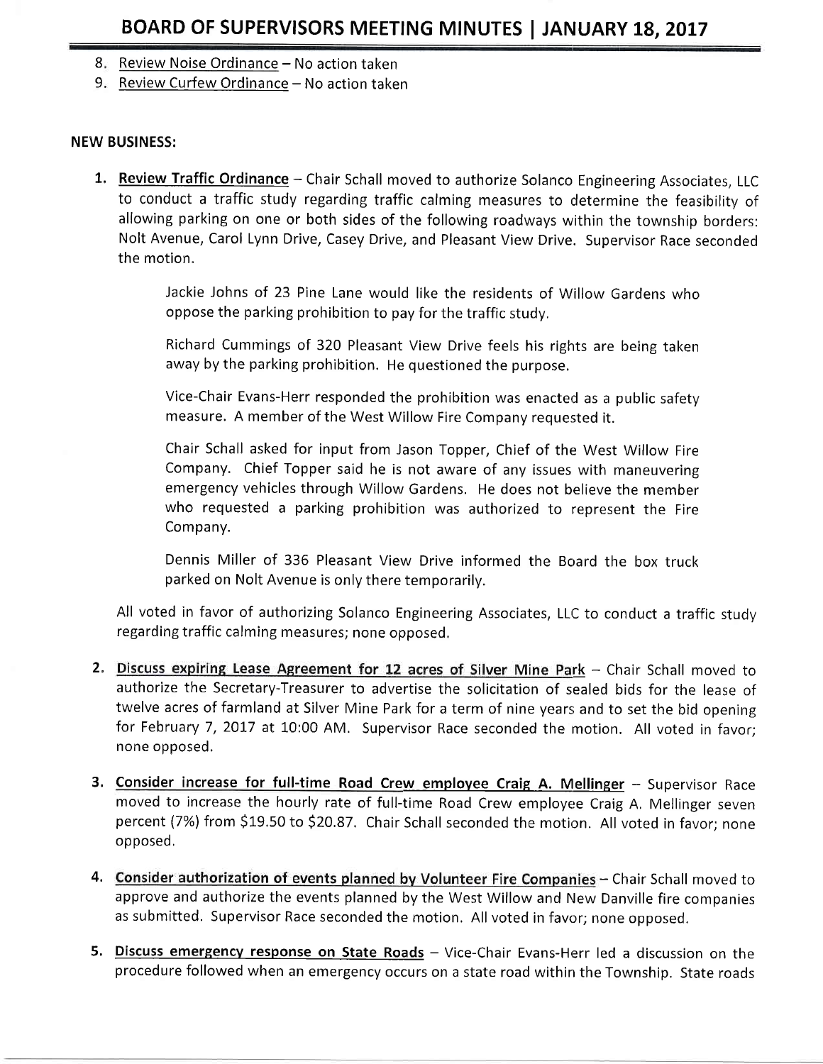8. Review Noise Ordinance – No action taken
9. Review Curfew Ordinance – No action taken

**NEW BUSINESS:**

1. **Review Traffic Ordinance** – Chair Schall moved to authorize Solanco Engineering Associates, LLC to conduct a traffic study regarding traffic calming measures to determine the feasibility of allowing parking on one or both sides of the following roadways within the township borders: Nolt Avenue, Carol Lynn Drive, Casey Drive, and Pleasant View Drive. Supervisor Race seconded the motion.

   Jackie Johns of 23 Pine Lane would like the residents of Willow Gardens who oppose the parking prohibition to pay for the traffic study.

   Richard Cummings of 320 Pleasant View Drive feels his rights are being taken away by the parking prohibition. He questioned the purpose.

   Vice-Chair Evans-Herr responded the prohibition was enacted as a public safety measure. A member of the West Willow Fire Company requested it.

   Chair Schall asked for input from Jason Topper, Chief of the West Willow Fire Company. Chief Topper said he is not aware of any issues with maneuvering emergency vehicles through Willow Gardens. He does not believe the member who requested a parking prohibition was authorized to represent the Fire Company.

   Dennis Miller of 336 Pleasant View Drive informed the Board the box truck parked on Nolt Avenue is only there temporarily.

   All voted in favor of authorizing Solanco Engineering Associates, LLC to conduct a traffic study regarding traffic calming measures; none opposed.

2. **Discuss expiring Lease Agreement for 12 acres of Silver Mine Park** – Chair Schall moved to authorize the Secretary-Treasurer to advertise the solicitation of sealed bids for the lease of twelve acres of farmland at Silver Mine Park for a term of nine years and to set the bid opening for February 7, 2017 at 10:00 AM. Supervisor Race seconded the motion. All voted in favor; none opposed.

3. **Consider increase for full-time Road Crew employee Craig A. Mellinger** – Supervisor Race moved to increase the hourly rate of full-time Road Crew employee Craig A. Mellinger seven percent (7%) from $19.50 to $20.87. Chair Schall seconded the motion. All voted in favor; none opposed.

4. **Consider authorization of events planned by Volunteer Fire Companies** – Chair Schall moved to approve and authorize the events planned by the West Willow and New Danville fire companies as submitted. Supervisor Race seconded the motion. All voted in favor; none opposed.

5. **Discuss emergency response on State Roads** – Vice-Chair Evans-Herr led a discussion on the procedure followed when an emergency occurs on a state road within the Township. State roads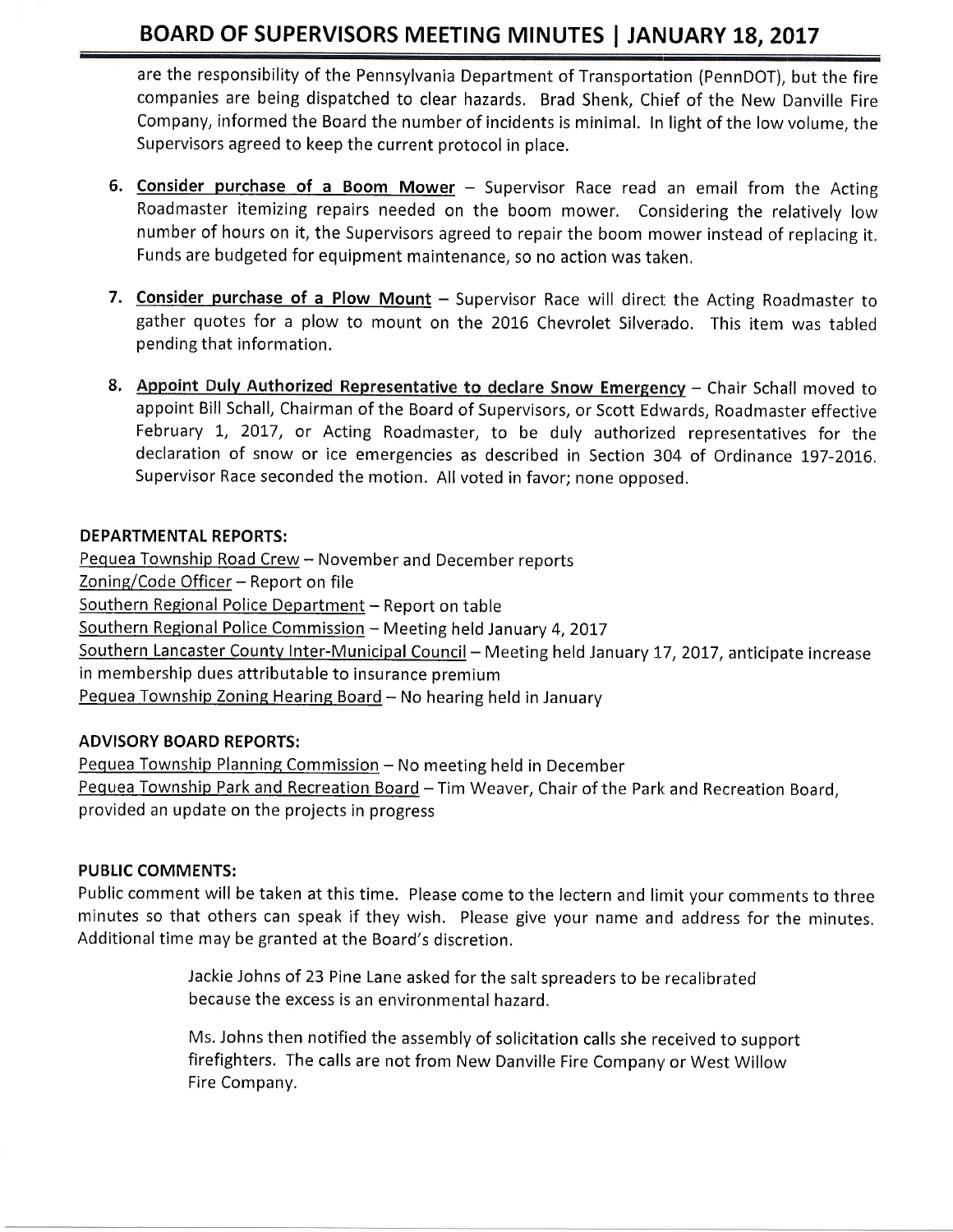are the responsibility of the Pennsylvania Department of Transportation (PennDOT), but the fire companies are being dispatched to clear hazards. Brad Shenk, Chief of the New Danville Fire Company, informed the Board the number of incidents is minimal. In light of the low volume, the Supervisors agreed to keep the current protocol in place.

6. **Consider purchase of a Boom Mower** – Supervisor Race read an email from the Acting Roadmaster itemizing repairs needed on the boom mower. Considering the relatively low number of hours on it, the Supervisors agreed to repair the boom mower instead of replacing it. Funds are budgeted for equipment maintenance, so no action was taken.

7. **Consider purchase of a Plow Mount** – Supervisor Race will direct the Acting Roadmaster to gather quotes for a plow to mount on the 2016 Chevrolet Silverado. This item was tabled pending that information.

8. **Appoint Duly Authorized Representative to declare Snow Emergency** – Chair Schall moved to appoint Bill Schall, Chairman of the Board of Supervisors, or Scott Edwards, Roadmaster effective February 1, 2017, or Acting Roadmaster, to be duly authorized representatives for the declaration of snow or ice emergencies as described in Section 304 of Ordinance 197-2016. Supervisor Race seconded the motion. All voted in favor; none opposed.

**DEPARTMENTAL REPORTS:**

Pequea Township Road Crew – November and December reports
Zoning/Code Officer – Report on file
Southern Regional Police Department – Report on table
Southern Regional Police Commission – Meeting held January 4, 2017
Southern Lancaster County Inter-Municipal Council – Meeting held January 17, 2017, anticipate increase in membership dues attributable to insurance premium
Pequea Township Zoning Hearing Board – No hearing held in January

**ADVISORY BOARD REPORTS:**

Pequea Township Planning Commission – No meeting held in December
Pequea Township Park and Recreation Board – Tim Weaver, Chair of the Park and Recreation Board, provided an update on the projects in progress

**PUBLIC COMMENTS:**

Public comment will be taken at this time. Please come to the lectern and limit your comments to three minutes so that others can speak if they wish. Please give your name and address for the minutes. Additional time may be granted at the Board's discretion.

> Jackie Johns of 23 Pine Lane asked for the salt spreaders to be recalibrated because the excess is an environmental hazard.
>
> Ms. Johns then notified the assembly of solicitation calls she received to support firefighters. The calls are not from New Danville Fire Company or West Willow Fire Company.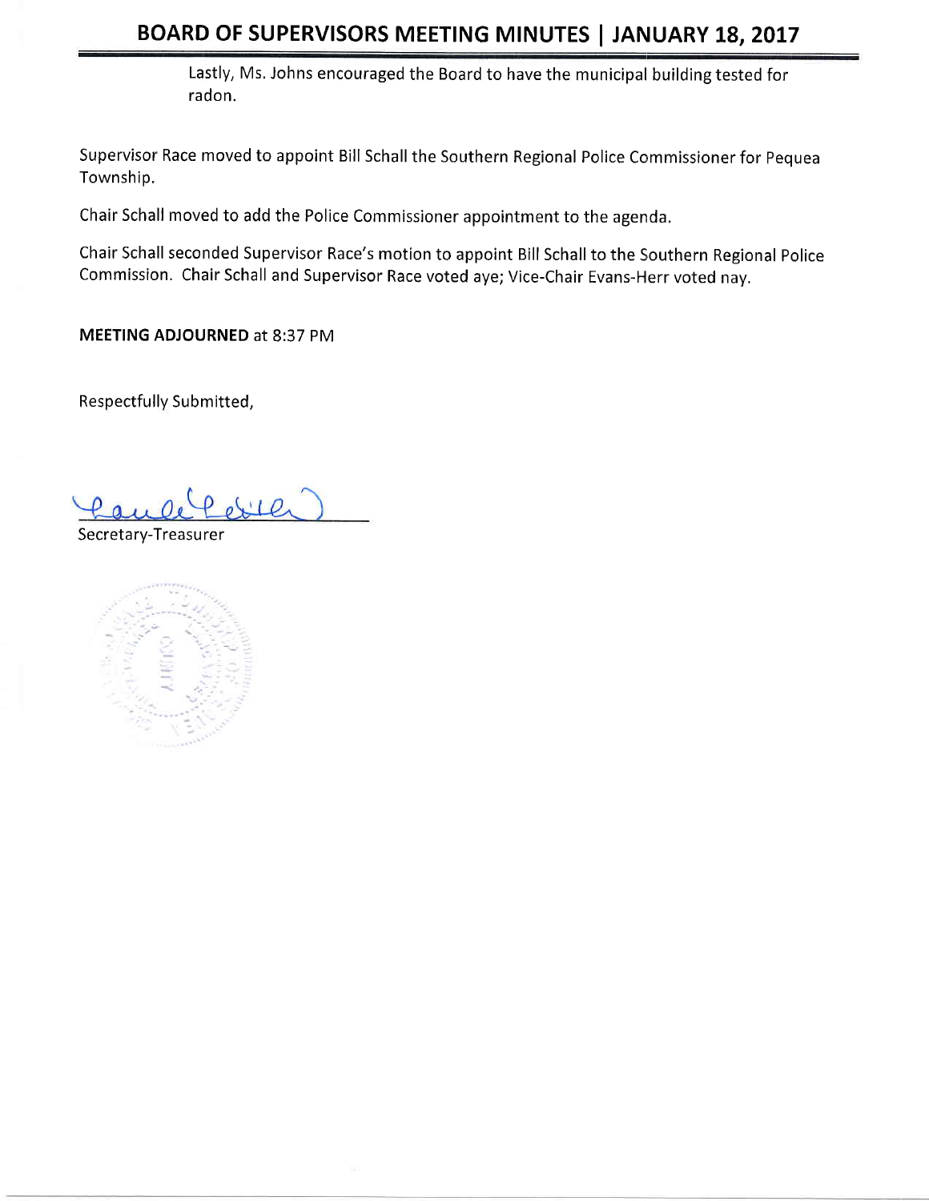Lastly, Ms. Johns encouraged the Board to have the municipal building tested for radon.

Supervisor Race moved to appoint Bill Schall the Southern Regional Police Commissioner for Pequea Township.

Chair Schall moved to add the Police Commissioner appointment to the agenda.

Chair Schall seconded Supervisor Race's motion to appoint Bill Schall to the Southern Regional Police Commission. Chair Schall and Supervisor Race voted aye; Vice-Chair Evans-Herr voted nay.

**MEETING ADJOURNED** at 8:37 PM

Respectfully Submitted,

Secretary-Treasurer